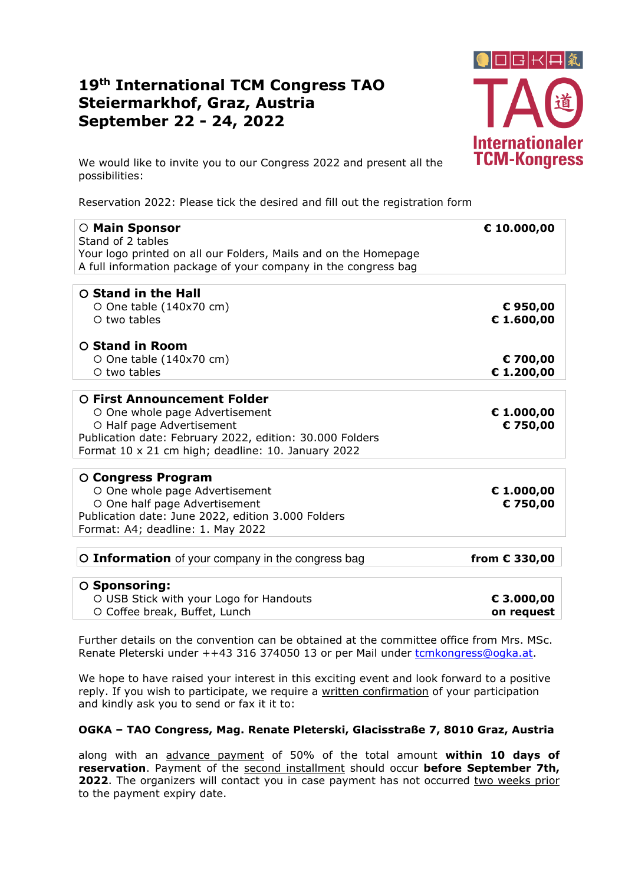# 19th International TCM Congress TAO
# Steiermarkhof, Graz, Austria
# September 22 - 24, 2022

OGKA

TAO 道

Internationaler TCM-Kongress

We would like to invite you to our Congress 2022 and present all the possibilities:

Reservation 2022: Please tick the desired and fill out the registration form

| | |
|---|---|
| ○ **Main Sponsor** | **€ 10.000,00** |
| Stand of 2 tables | |
| Your logo printed on all our Folders, Mails and on the Homepage | |
| A full information package of your company in the congress bag | |

| | |
|---|---|
| ○ **Stand in the Hall** | |
| ○ One table (140x70 cm) | **€ 950,00** |
| ○ two tables | **€ 1.600,00** |
| ○ **Stand in Room** | |
| ○ One table (140x70 cm) | **€ 700,00** |
| ○ two tables | **€ 1.200,00** |

| | |
|---|---|
| ○ **First Announcement Folder** | |
| ○ One whole page Advertisement | **€ 1.000,00** |
| ○ Half page Advertisement | **€ 750,00** |
| Publication date: February 2022, edition: 30.000 Folders | |
| Format 10 x 21 cm high; deadline: 10. January 2022 | |

| | |
|---|---|
| ○ **Congress Program** | |
| ○ One whole page Advertisement | **€ 1.000,00** |
| ○ One half page Advertisement | **€ 750,00** |
| Publication date: June 2022, edition 3.000 Folders | |
| Format: A4; deadline: 1. May 2022 | |

| | |
|---|---|
| ○ **Information** of your company in the congress bag | **from € 330,00** |

| | |
|---|---|
| ○ **Sponsoring:** | |
| ○ USB Stick with your Logo for Handouts | **€ 3.000,00** |
| ○ Coffee break, Buffet, Lunch | **on request** |

Further details on the convention can be obtained at the committee office from Mrs. MSc. Renate Pleterski under ++43 316 374050 13 or per Mail under tcmkongress@ogka.at.

We hope to have raised your interest in this exciting event and look forward to a positive reply. If you wish to participate, we require a written confirmation of your participation and kindly ask you to send or fax it to:

**OGKA – TAO Congress, Mag. Renate Pleterski, Glacisstraße 7, 8010 Graz, Austria**

along with an advance payment of 50% of the total amount **within 10 days of reservation**. Payment of the second installment should occur **before September 7th, 2022**. The organizers will contact you in case payment has not occurred two weeks prior to the payment expiry date.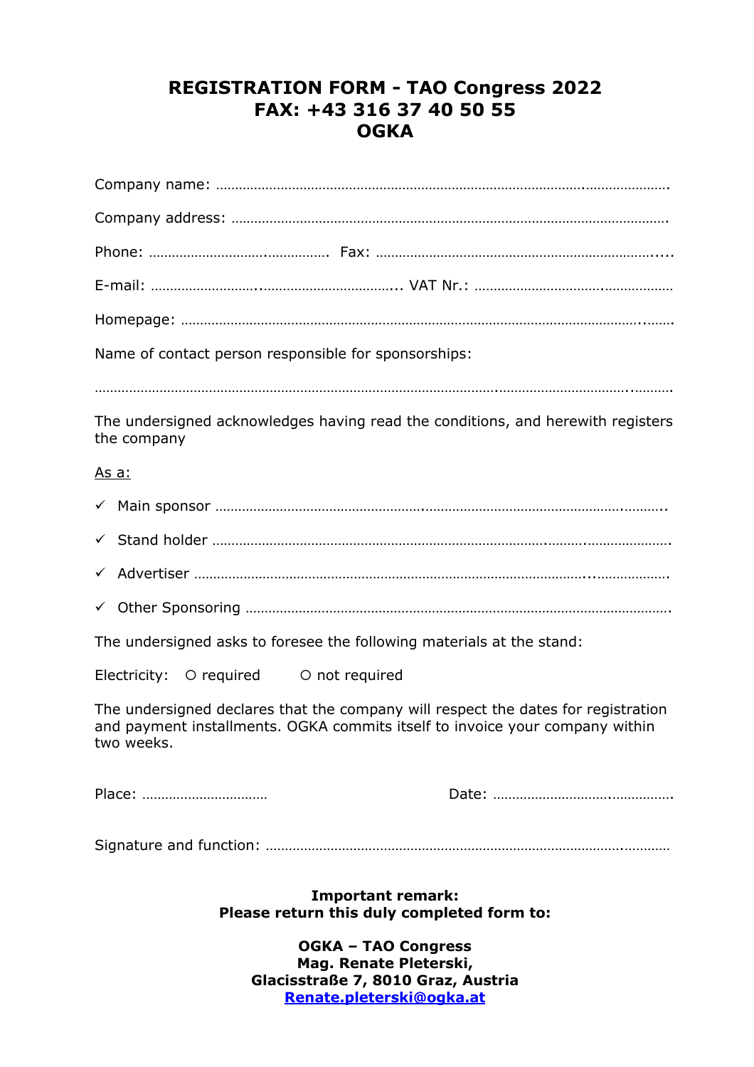# REGISTRATION FORM - TAO Congress 2022
# FAX: +43 316 37 40 50 55
# OGKA

Company name: ……………………………………………………………………………………….…………………

Company address: ……………………………………………………………………………………………………

Phone: ……………………….…………… Fax: ………………………………………………………………….....

E-mail: ……………………..…………………………….. VAT Nr.: ……………………………..………………

Homepage: …………………………………………………………………………………………………….…….

Name of contact person responsible for sponsorships:

………………………………………………………………………………………….…………………………..……….

The undersigned acknowledges having read the conditions, and herewith registers the company

As a:

- ✓ Main sponsor ……………………………………….……………………………………….……….
- ✓ Stand holder ………………………………………………………………………….…….…………………
- ✓ Advertiser ……………………………………………………………………………………...………………
- ✓ Other Sponsoring ………………………………………………………………………………………………

The undersigned asks to foresee the following materials at the stand:

Electricity: ○ required ○ not required

The undersigned declares that the company will respect the dates for registration and payment installments. OGKA commits itself to invoice your company within two weeks.

Place: …………………………… Date: ……………………….…………….

Signature and function: …………………………………………………………………………….…………

**Important remark:**
**Please return this duly completed form to:**

**OGKA – TAO Congress**
**Mag. Renate Pleterski,**
**Glacisstraße 7, 8010 Graz, Austria**
**Renate.pleterski@ogka.at**